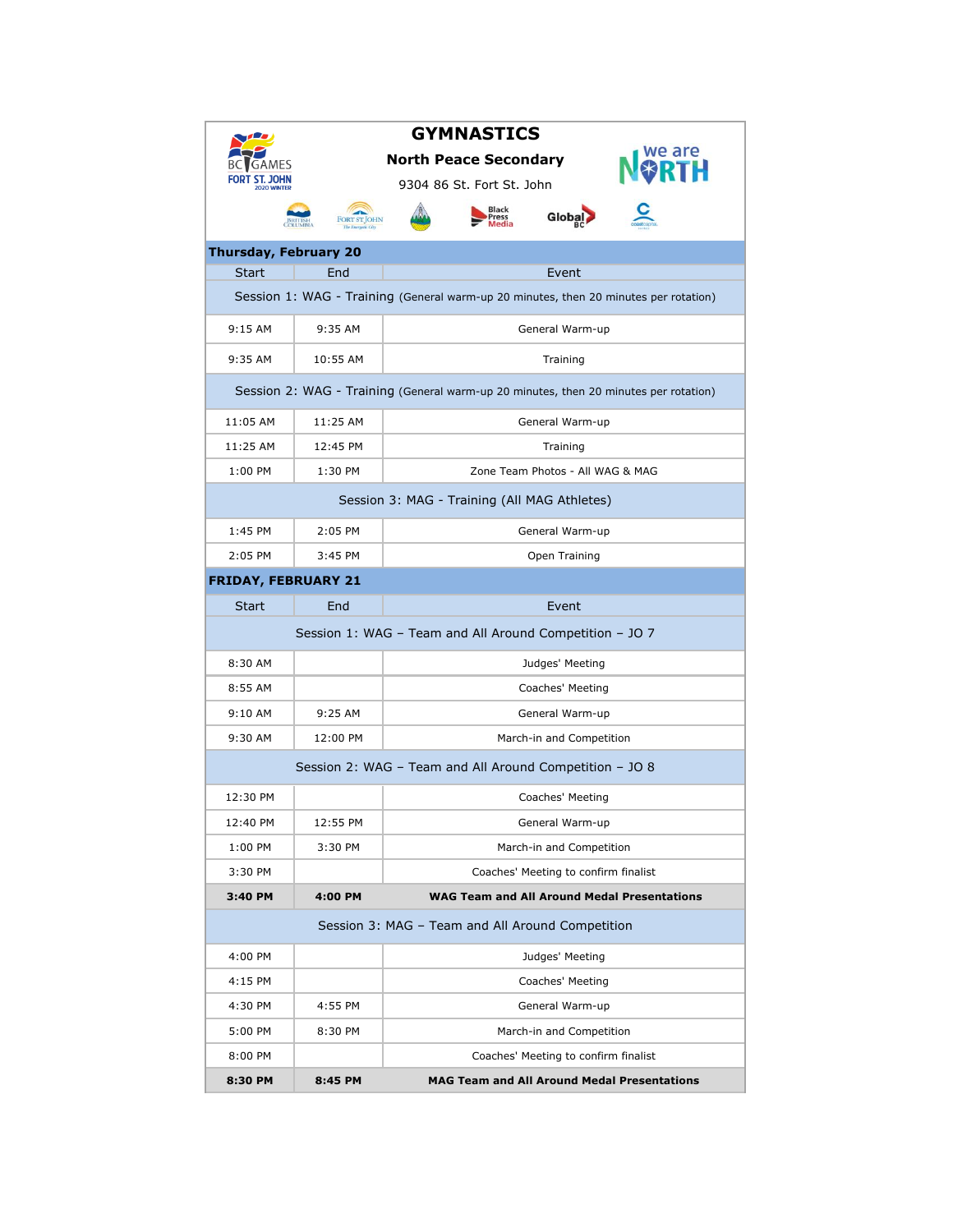# GYMNASTICS

**North Peace Secondary**

9304 86 St. Fort St. John

## Thursday, February 20

| Start | End | Event |
|---|---|---|
| Session 1: WAG - Training (General warm-up 20 minutes, then 20 minutes per rotation) | | |
| 9:15 AM | 9:35 AM | General Warm-up |
| 9:35 AM | 10:55 AM | Training |
| Session 2: WAG - Training (General warm-up 20 minutes, then 20 minutes per rotation) | | |
| 11:05 AM | 11:25 AM | General Warm-up |
| 11:25 AM | 12:45 PM | Training |
| 1:00 PM | 1:30 PM | Zone Team Photos - All WAG & MAG |
| Session 3: MAG - Training (All MAG Athletes) | | |
| 1:45 PM | 2:05 PM | General Warm-up |
| 2:05 PM | 3:45 PM | Open Training |

## FRIDAY, FEBRUARY 21

| Start | End | Event |
|---|---|---|
| Session 1: WAG – Team and All Around Competition – JO 7 | | |
| 8:30 AM | | Judges' Meeting |
| 8:55 AM | | Coaches' Meeting |
| 9:10 AM | 9:25 AM | General Warm-up |
| 9:30 AM | 12:00 PM | March-in and Competition |
| Session 2: WAG – Team and All Around Competition – JO 8 | | |
| 12:30 PM | | Coaches' Meeting |
| 12:40 PM | 12:55 PM | General Warm-up |
| 1:00 PM | 3:30 PM | March-in and Competition |
| 3:30 PM | | Coaches' Meeting to confirm finalist |
| **3:40 PM** | **4:00 PM** | **WAG Team and All Around Medal Presentations** |
| Session 3: MAG – Team and All Around Competition | | |
| 4:00 PM | | Judges' Meeting |
| 4:15 PM | | Coaches' Meeting |
| 4:30 PM | 4:55 PM | General Warm-up |
| 5:00 PM | 8:30 PM | March-in and Competition |
| 8:00 PM | | Coaches' Meeting to confirm finalist |
| **8:30 PM** | **8:45 PM** | **MAG Team and All Around Medal Presentations** |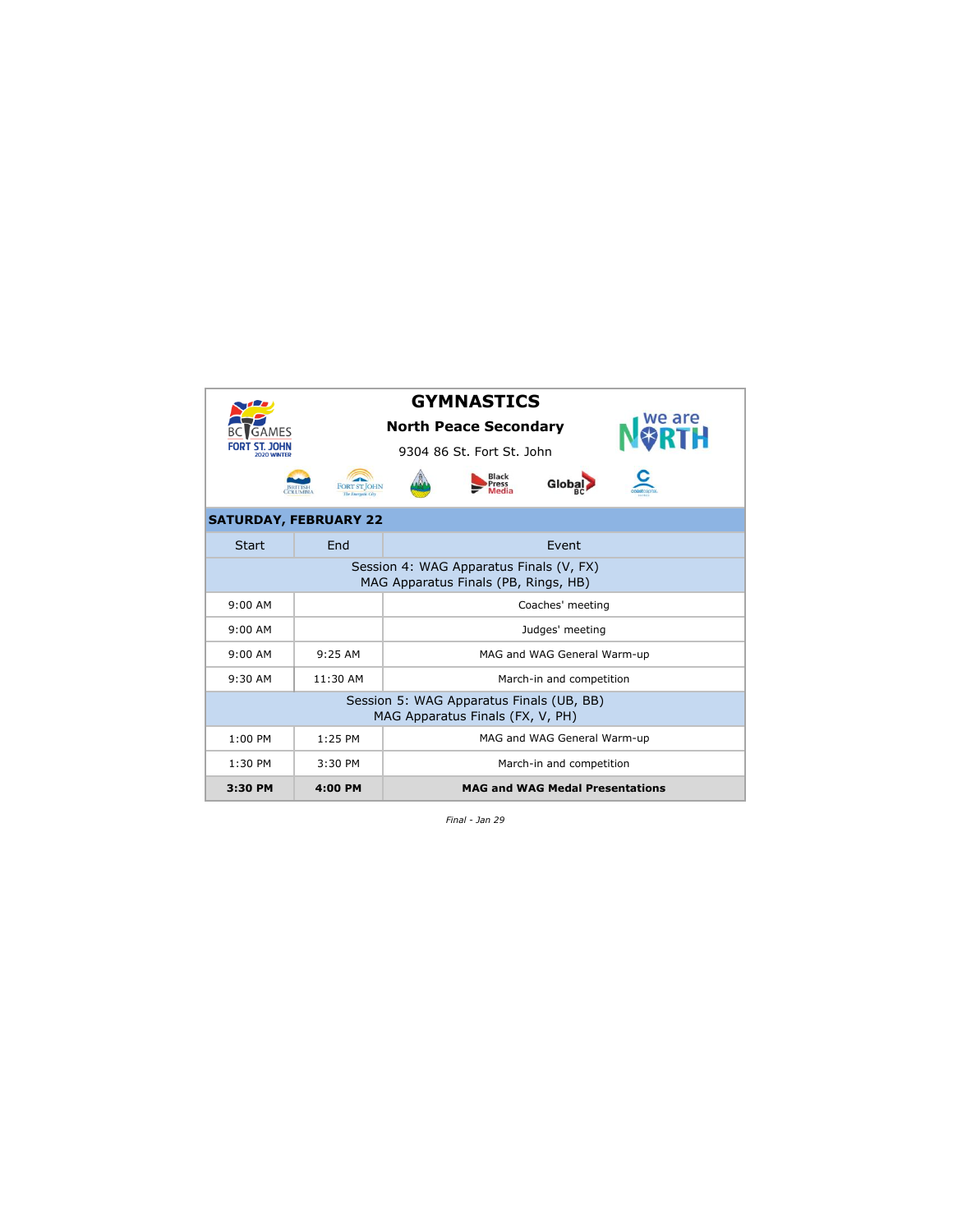# GYMNASTICS

**North Peace Secondary**

9304 86 St. Fort St. John

| SATURDAY, FEBRUARY 22 | | |
|---|---|---|
| Start | End | Event |
| Session 4: WAG Apparatus Finals (V, FX) MAG Apparatus Finals (PB, Rings, HB) | | |
| 9:00 AM | | Coaches' meeting |
| 9:00 AM | | Judges' meeting |
| 9:00 AM | 9:25 AM | MAG and WAG General Warm-up |
| 9:30 AM | 11:30 AM | March-in and competition |
| Session 5: WAG Apparatus Finals (UB, BB) MAG Apparatus Finals (FX, V, PH) | | |
| 1:00 PM | 1:25 PM | MAG and WAG General Warm-up |
| 1:30 PM | 3:30 PM | March-in and competition |
| **3:30 PM** | **4:00 PM** | **MAG and WAG Medal Presentations** |

*Final - Jan 29*